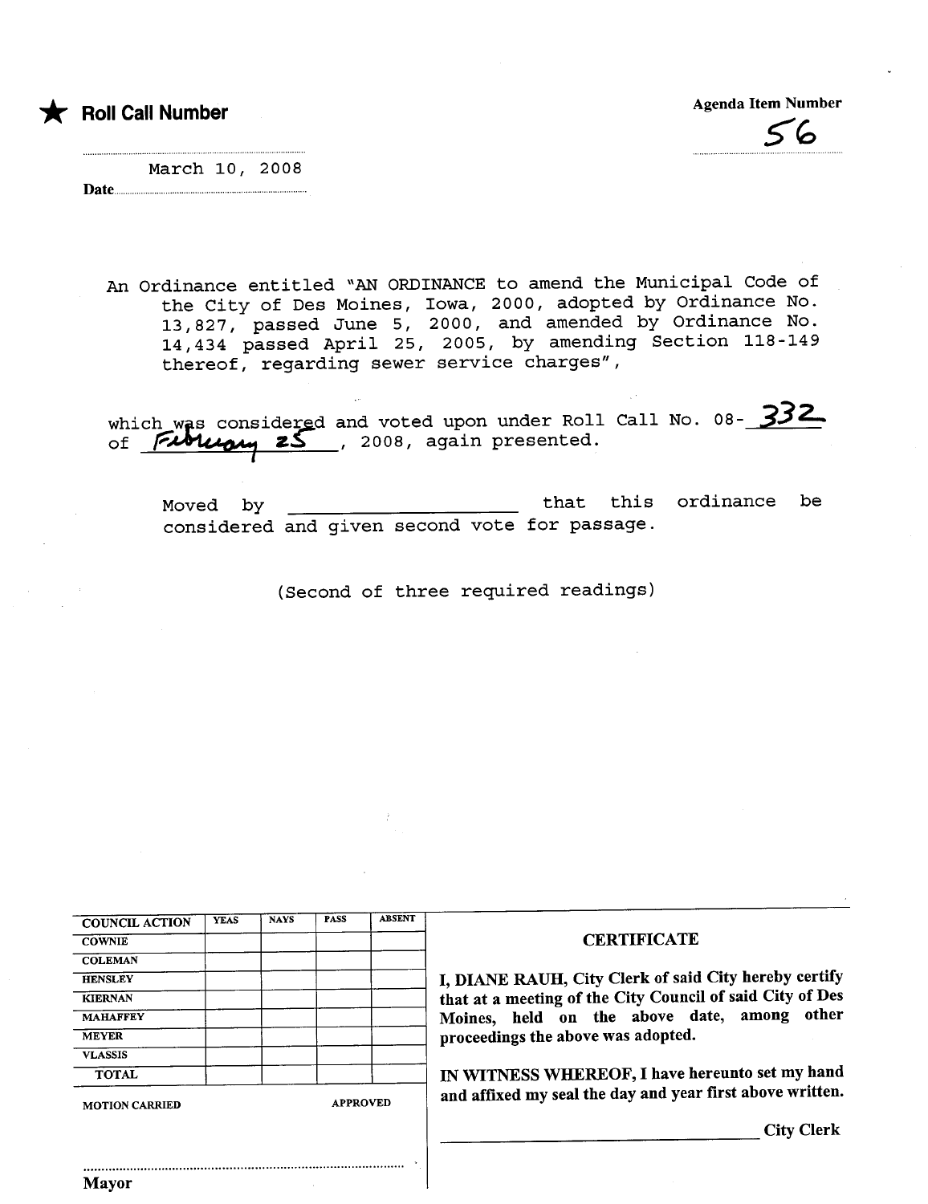★ **Roll Call Number**

Agenda Item Number
56

March 10, 2008
Date

An Ordinance entitled "AN ORDINANCE to amend the Municipal Code of the City of Des Moines, Iowa, 2000, adopted by Ordinance No. 13,827, passed June 5, 2000, and amended by Ordinance No. 14,434 passed April 25, 2005, by amending Section 118-149 thereof, regarding sewer service charges",

which was considered and voted upon under Roll Call No. 08-332 of February 25, 2008, again presented.

Moved by ____________________ that this ordinance be considered and given second vote for passage.

(Second of three required readings)

| COUNCIL ACTION | YEAS | NAYS | PASS | ABSENT |
|---|---|---|---|---|
| COWNIE | | | | |
| COLEMAN | | | | |
| HENSLEY | | | | |
| KIERNAN | | | | |
| MAHAFFEY | | | | |
| MEYER | | | | |
| VLASSIS | | | | |
| TOTAL | | | | |

MOTION CARRIED APPROVED

..........................................................................
Mayor

**CERTIFICATE**

I, DIANE RAUH, City Clerk of said City hereby certify that at a meeting of the City Council of said City of Des Moines, held on the above date, among other proceedings the above was adopted.

IN WITNESS WHEREOF, I have hereunto set my hand and affixed my seal the day and year first above written.

________________________________ City Clerk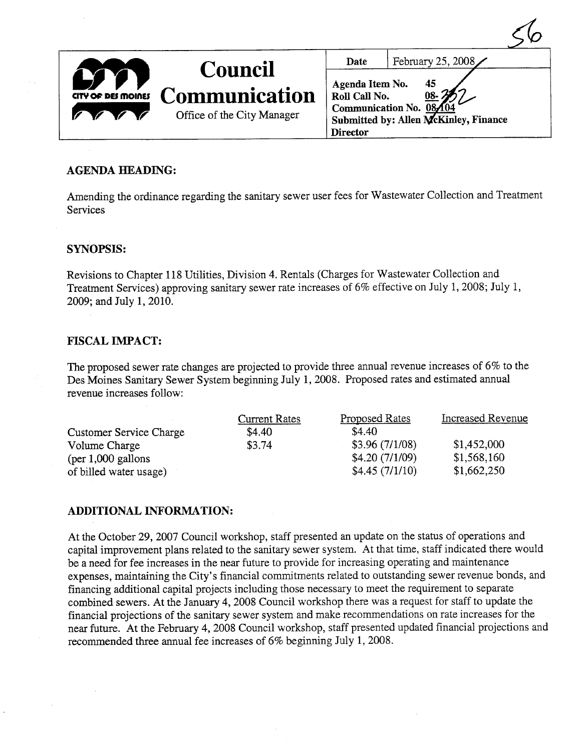# Council Communication

CITY OF DES MOINES

Office of the City Manager

| Date | February 25, 2008 |
|---|---|
| Agenda Item No. 45 | |
| Roll Call No. 08-352 | |
| Communication No. 08-104 | |
| Submitted by: Allen McKinley, Finance Director | |

## AGENDA HEADING:

Amending the ordinance regarding the sanitary sewer user fees for Wastewater Collection and Treatment Services

## SYNOPSIS:

Revisions to Chapter 118 Utilities, Division 4. Rentals (Charges for Wastewater Collection and Treatment Services) approving sanitary sewer rate increases of 6% effective on July 1, 2008; July 1, 2009; and July 1, 2010.

## FISCAL IMPACT:

The proposed sewer rate changes are projected to provide three annual revenue increases of 6% to the Des Moines Sanitary Sewer System beginning July 1, 2008. Proposed rates and estimated annual revenue increases follow:

| | Current Rates | Proposed Rates | Increased Revenue |
|---|---|---|---|
| Customer Service Charge | $4.40 | $4.40 | |
| Volume Charge | $3.74 | $3.96 (7/1/08) | $1,452,000 |
| (per 1,000 gallons | | $4.20 (7/1/09) | $1,568,160 |
| of billed water usage) | | $4.45 (7/1/10) | $1,662,250 |

## ADDITIONAL INFORMATION:

At the October 29, 2007 Council workshop, staff presented an update on the status of operations and capital improvement plans related to the sanitary sewer system. At that time, staff indicated there would be a need for fee increases in the near future to provide for increasing operating and maintenance expenses, maintaining the City's financial commitments related to outstanding sewer revenue bonds, and financing additional capital projects including those necessary to meet the requirement to separate combined sewers. At the January 4, 2008 Council workshop there was a request for staff to update the financial projections of the sanitary sewer system and make recommendations on rate increases for the near future. At the February 4, 2008 Council workshop, staff presented updated financial projections and recommended three annual fee increases of 6% beginning July 1, 2008.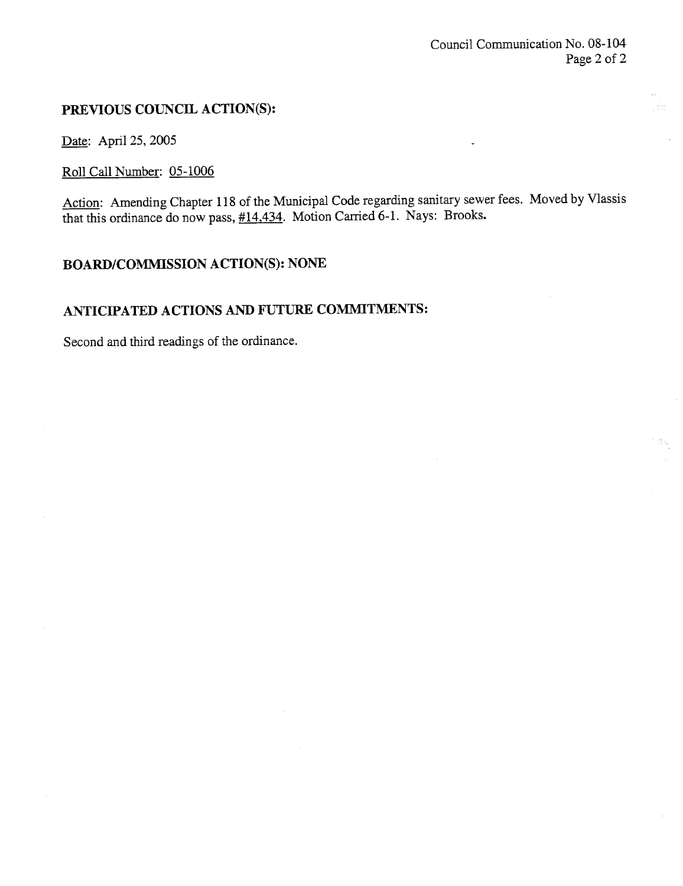## PREVIOUS COUNCIL ACTION(S):

Date: April 25, 2005

Roll Call Number: 05-1006

Action: Amending Chapter 118 of the Municipal Code regarding sanitary sewer fees. Moved by Vlassis that this ordinance do now pass, #14,434. Motion Carried 6-1. Nays: Brooks.

## BOARD/COMMISSION ACTION(S): NONE

## ANTICIPATED ACTIONS AND FUTURE COMMITMENTS:

Second and third readings of the ordinance.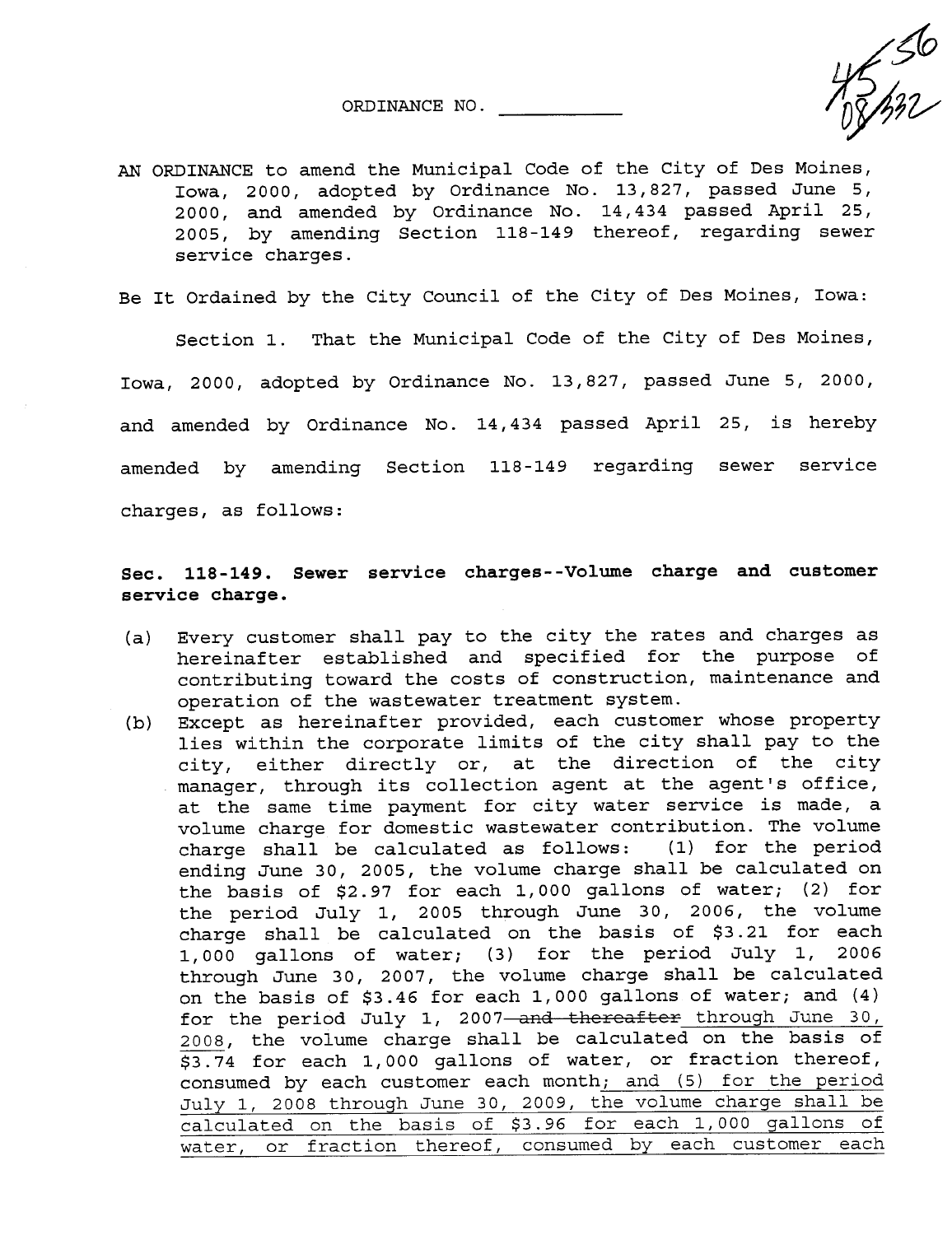ORDINANCE NO. \_\_\_\_\_\_\_\_\_\_

AN ORDINANCE to amend the Municipal Code of the City of Des Moines, Iowa, 2000, adopted by Ordinance No. 13,827, passed June 5, 2000, and amended by Ordinance No. 14,434 passed April 25, 2005, by amending Section 118-149 thereof, regarding sewer service charges.

Be It Ordained by the City Council of the City of Des Moines, Iowa:

Section 1. That the Municipal Code of the City of Des Moines, Iowa, 2000, adopted by Ordinance No. 13,827, passed June 5, 2000, and amended by Ordinance No. 14,434 passed April 25, is hereby amended by amending Section 118-149 regarding sewer service charges, as follows:

**Sec. 118-149. Sewer service charges--Volume charge and customer service charge.**

(a) Every customer shall pay to the city the rates and charges as hereinafter established and specified for the purpose of contributing toward the costs of construction, maintenance and operation of the wastewater treatment system.

(b) Except as hereinafter provided, each customer whose property lies within the corporate limits of the city shall pay to the city, either directly or, at the direction of the city manager, through its collection agent at the agent's office, at the same time payment for city water service is made, a volume charge for domestic wastewater contribution. The volume charge shall be calculated as follows: (1) for the period ending June 30, 2005, the volume charge shall be calculated on the basis of $2.97 for each 1,000 gallons of water; (2) for the period July 1, 2005 through June 30, 2006, the volume charge shall be calculated on the basis of $3.21 for each 1,000 gallons of water; (3) for the period July 1, 2006 through June 30, 2007, the volume charge shall be calculated on the basis of $3.46 for each 1,000 gallons of water; and (4) for the period July 1, 2007 ~~and thereafter~~ <u>through June 30, 2008</u>, the volume charge shall be calculated on the basis of $3.74 for each 1,000 gallons of water, or fraction thereof, consumed by each customer each month<u>; and (5) for the period July 1, 2008 through June 30, 2009, the volume charge shall be calculated on the basis of $3.96 for each 1,000 gallons of water, or fraction thereof, consumed by each customer each</u>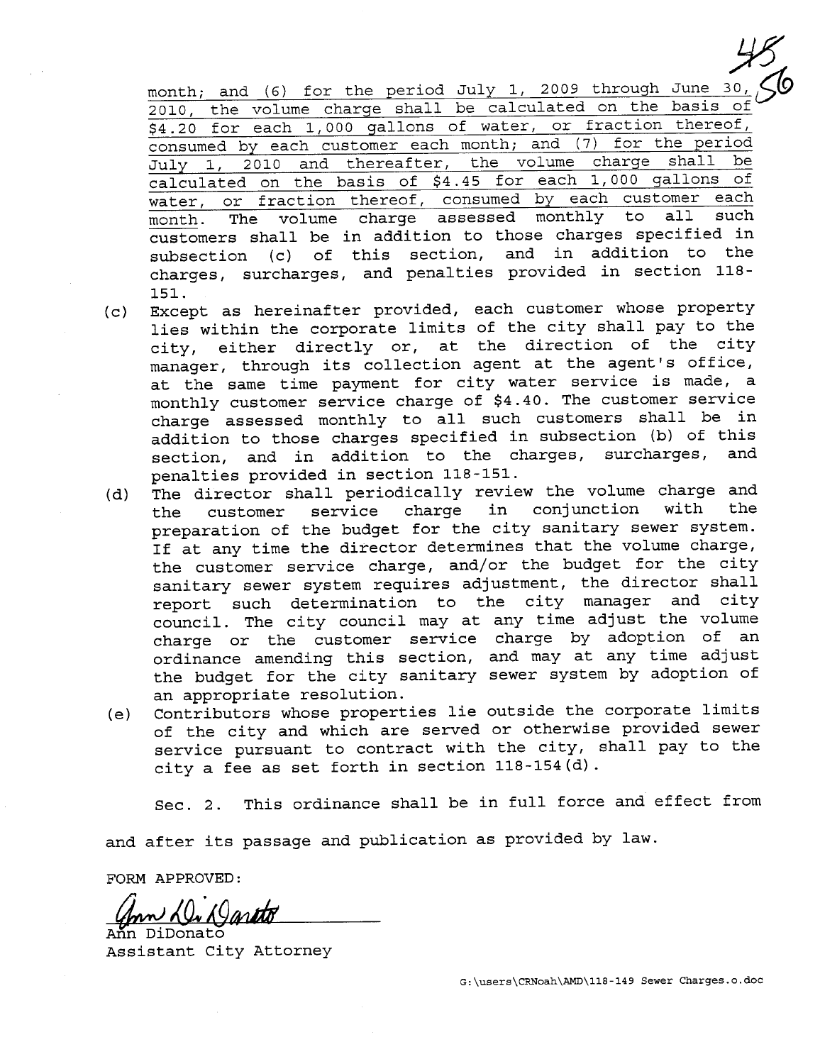month; and (6) for the period July 1, 2009 through June 30, 2010, the volume charge shall be calculated on the basis of $4.20 for each 1,000 gallons of water, or fraction thereof, consumed by each customer each month; and (7) for the period July 1, 2010 and thereafter, the volume charge shall be calculated on the basis of $4.45 for each 1,000 gallons of water, or fraction thereof, consumed by each customer each month. The volume charge assessed monthly to all such customers shall be in addition to those charges specified in subsection (c) of this section, and in addition to the charges, surcharges, and penalties provided in section 118-151.

(c) Except as hereinafter provided, each customer whose property lies within the corporate limits of the city shall pay to the city, either directly or, at the direction of the city manager, through its collection agent at the agent's office, at the same time payment for city water service is made, a monthly customer service charge of $4.40. The customer service charge assessed monthly to all such customers shall be in addition to those charges specified in subsection (b) of this section, and in addition to the charges, surcharges, and penalties provided in section 118-151.

(d) The director shall periodically review the volume charge and the customer service charge in conjunction with the preparation of the budget for the city sanitary sewer system. If at any time the director determines that the volume charge, the customer service charge, and/or the budget for the city sanitary sewer system requires adjustment, the director shall report such determination to the city manager and city council. The city council may at any time adjust the volume charge or the customer service charge by adoption of an ordinance amending this section, and may at any time adjust the budget for the city sanitary sewer system by adoption of an appropriate resolution.

(e) Contributors whose properties lie outside the corporate limits of the city and which are served or otherwise provided sewer service pursuant to contract with the city, shall pay to the city a fee as set forth in section 118-154(d).

Sec. 2. This ordinance shall be in full force and effect from and after its passage and publication as provided by law.

FORM APPROVED:

Ann DiDonato
Assistant City Attorney

G:\users\CRNoah\AMD\118-149 Sewer Charges.o.doc